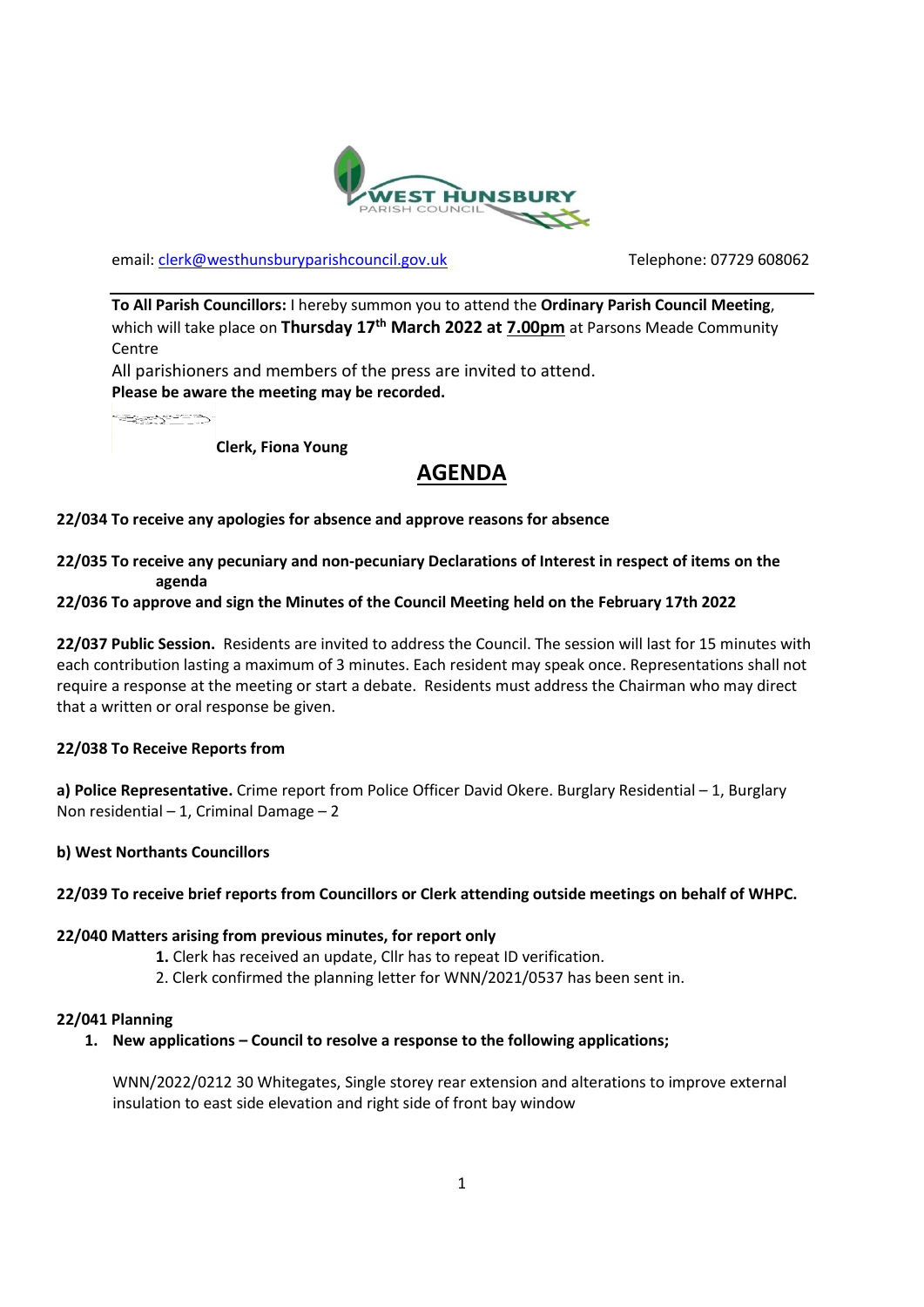WEST HUNSBURY PARISH COUNCIL

email: clerk@westhunsburyparishcouncil.gov.uk Telephone: 07729 608062

**To All Parish Councillors:** I hereby summon you to attend the **Ordinary Parish Council Meeting**, which will take place on **Thursday 17th March 2022 at 7.00pm** at Parsons Meade Community Centre

All parishioners and members of the press are invited to attend.

**Please be aware the meeting may be recorded.**

**Clerk, Fiona Young**

# AGENDA

**22/034 To receive any apologies for absence and approve reasons for absence**

**22/035 To receive any pecuniary and non-pecuniary Declarations of Interest in respect of items on the agenda**

**22/036 To approve and sign the Minutes of the Council Meeting held on the February 17th 2022**

**22/037 Public Session.** Residents are invited to address the Council. The session will last for 15 minutes with each contribution lasting a maximum of 3 minutes. Each resident may speak once. Representations shall not require a response at the meeting or start a debate. Residents must address the Chairman who may direct that a written or oral response be given.

**22/038 To Receive Reports from**

**a) Police Representative.** Crime report from Police Officer David Okere. Burglary Residential – 1, Burglary Non residential – 1, Criminal Damage – 2

**b) West Northants Councillors**

**22/039 To receive brief reports from Councillors or Clerk attending outside meetings on behalf of WHPC.**

**22/040 Matters arising from previous minutes, for report only**

1. Clerk has received an update, Cllr has to repeat ID verification.
2. Clerk confirmed the planning letter for WNN/2021/0537 has been sent in.

**22/041 Planning**

1. **New applications – Council to resolve a response to the following applications;**

   WNN/2022/0212 30 Whitegates, Single storey rear extension and alterations to improve external insulation to east side elevation and right side of front bay window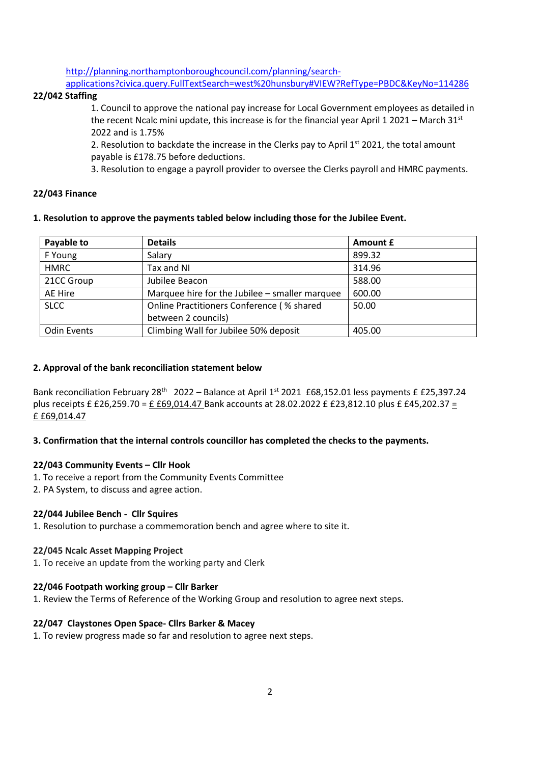[http://planning.northamptonboroughcouncil.com/planning/search-applications?civica.query.FullTextSearch=west%20hunsbury#VIEW?RefType=PBDC&KeyNo=114286](http://planning.northamptonboroughcouncil.com/planning/search-applications?civica.query.FullTextSearch=west%20hunsbury#VIEW?RefType=PBDC&KeyNo=114286)

**22/042 Staffing**

1. Council to approve the national pay increase for Local Government employees as detailed in the recent Ncalc mini update, this increase is for the financial year April 1 2021 – March 31st 2022 and is 1.75%
2. Resolution to backdate the increase in the Clerks pay to April 1st 2021, the total amount payable is £178.75 before deductions.
3. Resolution to engage a payroll provider to oversee the Clerks payroll and HMRC payments.

**22/043 Finance**

**1. Resolution to approve the payments tabled below including those for the Jubilee Event.**

| Payable to | Details | Amount £ |
|---|---|---|
| F Young | Salary | 899.32 |
| HMRC | Tax and NI | 314.96 |
| 21CC Group | Jubilee Beacon | 588.00 |
| AE Hire | Marquee hire for the Jubilee – smaller marquee | 600.00 |
| SLCC | Online Practitioners Conference ( % shared between 2 councils) | 50.00 |
| Odin Events | Climbing Wall for Jubilee 50% deposit | 405.00 |

**2. Approval of the bank reconciliation statement below**

Bank reconciliation February 28th 2022 – Balance at April 1st 2021 £68,152.01 less payments £ £25,397.24 plus receipts £ £26,259.70 = £ £69,014.47 Bank accounts at 28.02.2022 £ £23,812.10 plus £ £45,202.37 = £ £69,014.47

**3. Confirmation that the internal controls councillor has completed the checks to the payments.**

**22/043 Community Events – Cllr Hook**

1. To receive a report from the Community Events Committee
2. PA System, to discuss and agree action.

**22/044 Jubilee Bench - Cllr Squires**

1. Resolution to purchase a commemoration bench and agree where to site it.

**22/045 Ncalc Asset Mapping Project**

1. To receive an update from the working party and Clerk

**22/046 Footpath working group – Cllr Barker**

1. Review the Terms of Reference of the Working Group and resolution to agree next steps.

**22/047 Claystones Open Space- Cllrs Barker & Macey**

1. To review progress made so far and resolution to agree next steps.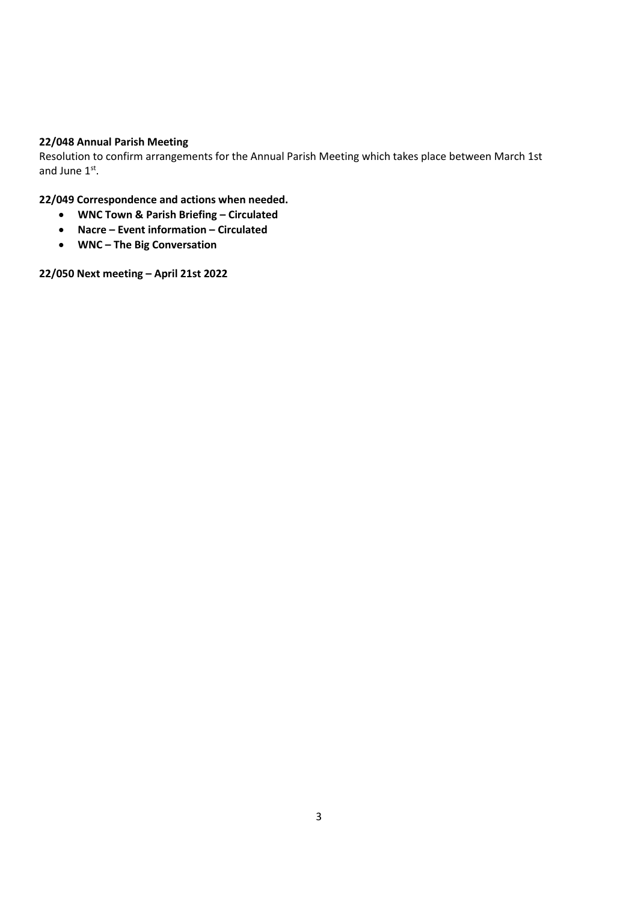**22/048 Annual Parish Meeting**

Resolution to confirm arrangements for the Annual Parish Meeting which takes place between March 1st and June 1st.

**22/049 Correspondence and actions when needed.**

- **WNC Town & Parish Briefing – Circulated**
- **Nacre – Event information – Circulated**
- **WNC – The Big Conversation**

**22/050 Next meeting – April 21st 2022**